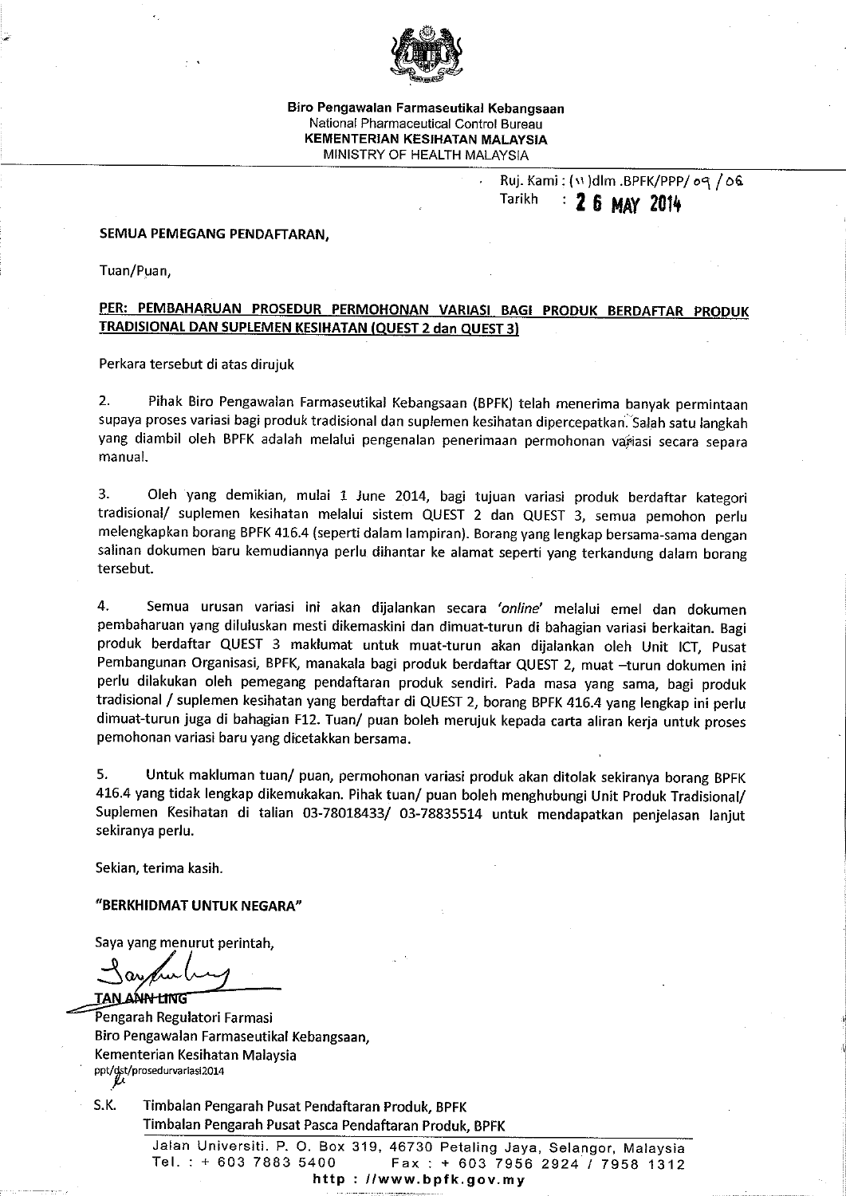**Biro Pengawalan Farmaseutikal Kebangsaan**
National Pharmaceutical Control Bureau
**KEMENTERIAN KESIHATAN MALAYSIA**
MINISTRY OF HEALTH MALAYSIA

Ruj. Kami : (11 )dlm .BPFK/PPP/ 09 / 06
Tarikh : **26 MAY 2014**

**SEMUA PEMEGANG PENDAFTARAN,**

Tuan/Puan,

**PER: PEMBAHARUAN PROSEDUR PERMOHONAN VARIASI BAGI PRODUK BERDAFTAR PRODUK TRADISIONAL DAN SUPLEMEN KESIHATAN (QUEST 2 dan QUEST 3)**

Perkara tersebut di atas dirujuk

2. Pihak Biro Pengawalan Farmaseutikal Kebangsaan (BPFK) telah menerima banyak permintaan supaya proses variasi bagi produk tradisional dan suplemen kesihatan dipercepatkan. Salah satu langkah yang diambil oleh BPFK adalah melalui pengenalan penerimaan permohonan variasi secara separa manual.

3. Oleh yang demikian, mulai 1 June 2014, bagi tujuan variasi produk berdaftar kategori tradisional/ suplemen kesihatan melalui sistem QUEST 2 dan QUEST 3, semua pemohon perlu melengkapkan borang BPFK 416.4 (seperti dalam lampiran). Borang yang lengkap bersama-sama dengan salinan dokumen baru kemudiannya perlu dihantar ke alamat seperti yang terkandung dalam borang tersebut.

4. Semua urusan variasi ini akan dijalankan secara *'online'* melalui emel dan dokumen pembaharuan yang diluluskan mesti dikemaskini dan dimuat-turun di bahagian variasi berkaitan. Bagi produk berdaftar QUEST 3 maklumat untuk muat-turun akan dijalankan oleh Unit ICT, Pusat Pembangunan Organisasi, BPFK, manakala bagi produk berdaftar QUEST 2, muat –turun dokumen ini perlu dilakukan oleh pemegang pendaftaran produk sendiri. Pada masa yang sama, bagi produk tradisional / suplemen kesihatan yang berdaftar di QUEST 2, borang BPFK 416.4 yang lengkap ini perlu dimuat-turun juga di bahagian F12. Tuan/ puan boleh merujuk kepada carta aliran kerja untuk proses pemohonan variasi baru yang dicetakkan bersama.

5. Untuk makluman tuan/ puan, permohonan variasi produk akan ditolak sekiranya borang BPFK 416.4 yang tidak lengkap dikemukakan. Pihak tuan/ puan boleh menghubungi Unit Produk Tradisional/ Suplemen Kesihatan di talian 03-78018433/ 03-78835514 untuk mendapatkan penjelasan lanjut sekiranya perlu.

Sekian, terima kasih.

**"BERKHIDMAT UNTUK NEGARA"**

Saya yang menurut perintah,

TAN ANN LING
Pengarah Regulatori Farmasi
Biro Pengawalan Farmaseutikal Kebangsaan,
Kementerian Kesihatan Malaysia
ppt/dst/prosedurvariasi2014

S.K. Timbalan Pengarah Pusat Pendaftaran Produk, BPFK
Timbalan Pengarah Pusat Pasca Pendaftaran Produk, BPFK

Jalan Universiti. P. O. Box 319, 46730 Petaling Jaya, Selangor, Malaysia
Tel. : + 603 7883 5400 Fax : + 603 7956 2924 / 7958 1312
**http : //www.bpfk.gov.my**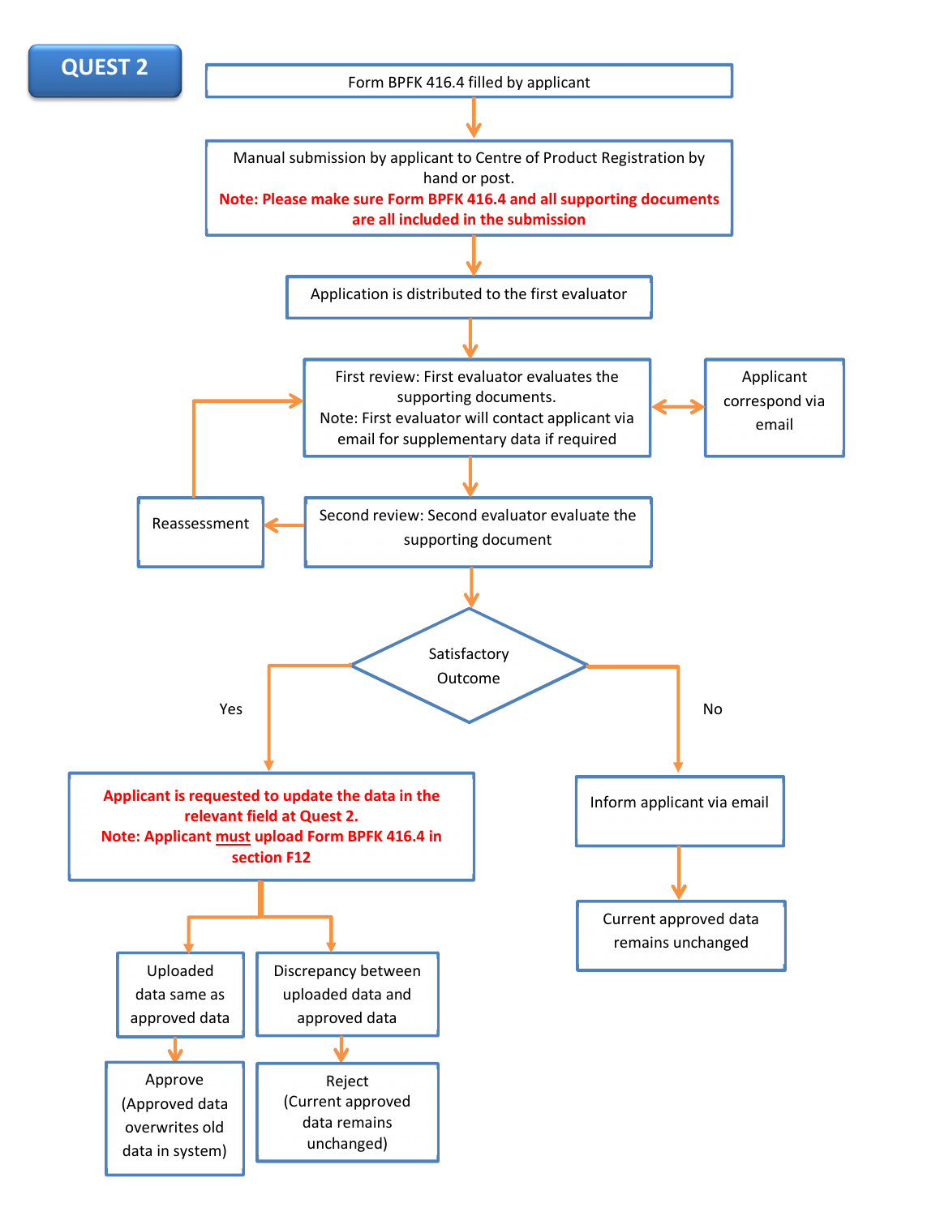# QUEST 2

Form BPFK 416.4 filled by applicant

Manual submission by applicant to Centre of Product Registration by hand or post.

**Note: Please make sure Form BPFK 416.4 and all supporting documents are all included in the submission**

Application is distributed to the first evaluator

First review: First evaluator evaluates the supporting documents.
Note: First evaluator will contact applicant via email for supplementary data if required

Applicant correspond via email

Second review: Second evaluator evaluate the supporting document

Reassessment

Satisfactory Outcome

Yes

No

**Applicant is requested to update the data in the relevant field at Quest 2.**
**Note: Applicant must upload Form BPFK 416.4 in section F12**

Inform applicant via email

Current approved data remains unchanged

Uploaded data same as approved data

Discrepancy between uploaded data and approved data

Approve (Approved data overwrites old data in system)

Reject (Current approved data remains unchanged)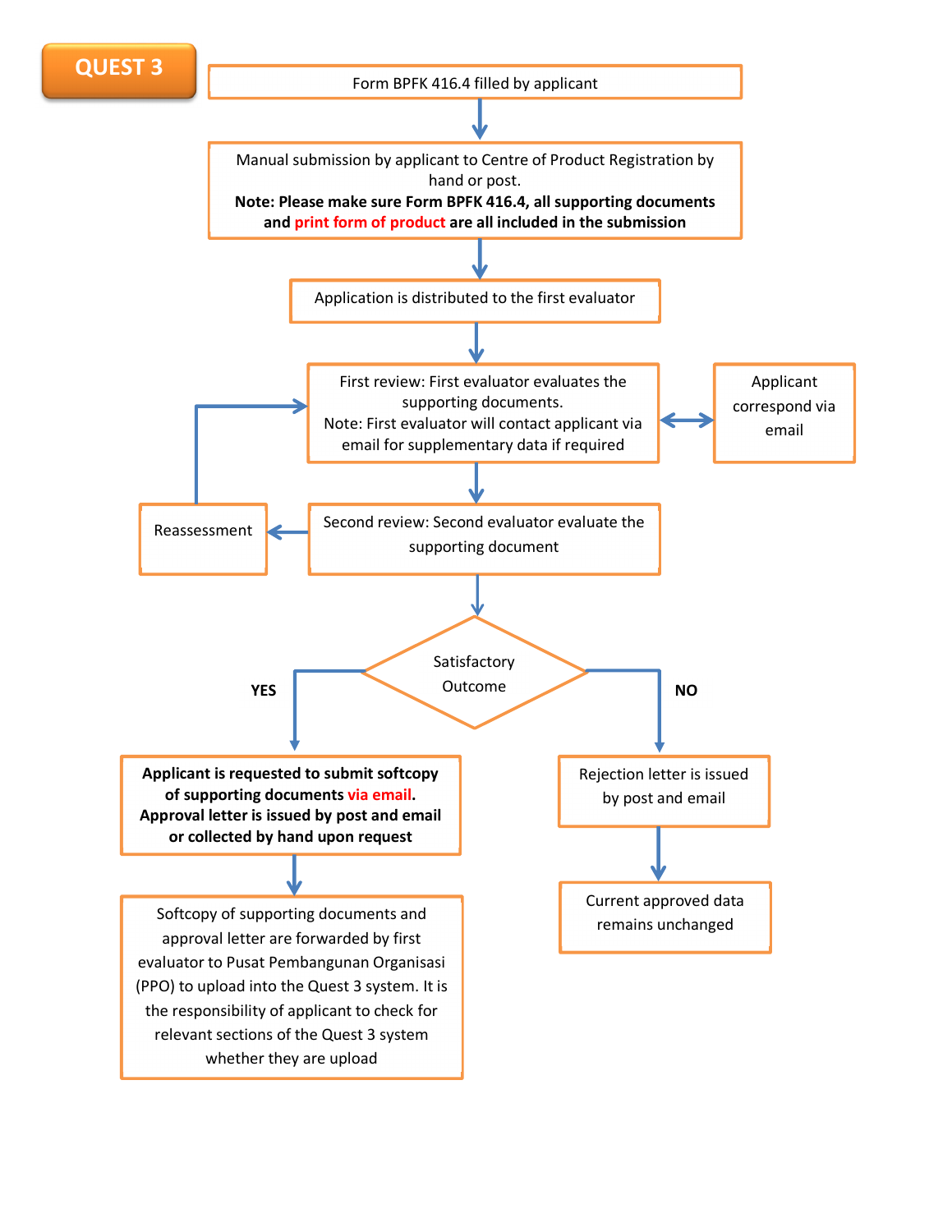# QUEST 3

Form BPFK 416.4 filled by applicant

Manual submission by applicant to Centre of Product Registration by hand or post.
**Note: Please make sure Form BPFK 416.4, all supporting documents and print form of product are all included in the submission**

Application is distributed to the first evaluator

First review: First evaluator evaluates the supporting documents.
Note: First evaluator will contact applicant via email for supplementary data if required

Applicant correspond via email

Second review: Second evaluator evaluate the supporting document

Reassessment

Satisfactory Outcome

YES

**Applicant is requested to submit softcopy of supporting documents via email.**
**Approval letter is issued by post and email or collected by hand upon request**

Softcopy of supporting documents and approval letter are forwarded by first evaluator to Pusat Pembangunan Organisasi (PPO) to upload into the Quest 3 system. It is the responsibility of applicant to check for relevant sections of the Quest 3 system whether they are upload

NO

Rejection letter is issued by post and email

Current approved data remains unchanged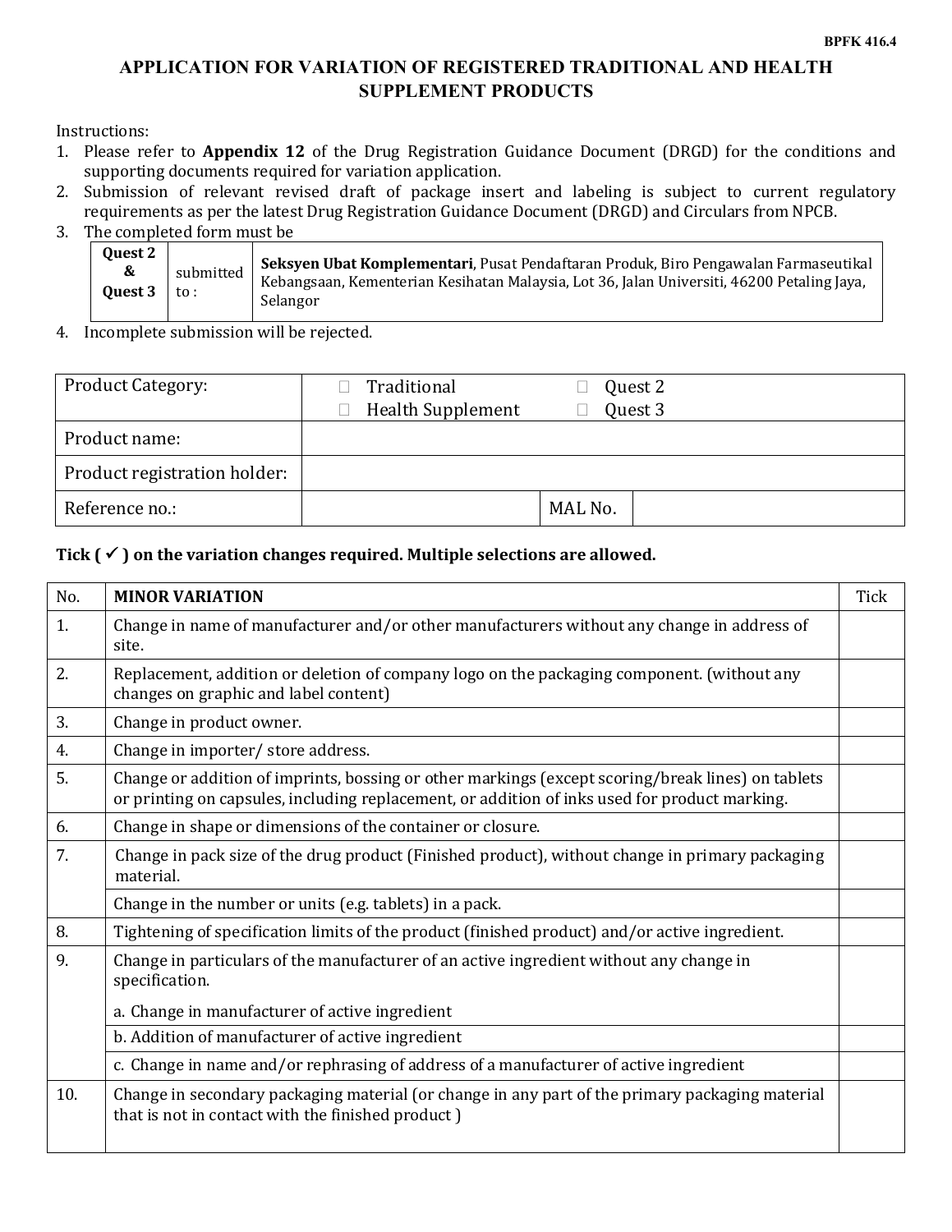BPFK 416.4

# APPLICATION FOR VARIATION OF REGISTERED TRADITIONAL AND HEALTH SUPPLEMENT PRODUCTS

Instructions:

1. Please refer to **Appendix 12** of the Drug Registration Guidance Document (DRGD) for the conditions and supporting documents required for variation application.
2. Submission of relevant revised draft of package insert and labeling is subject to current regulatory requirements as per the latest Drug Registration Guidance Document (DRGD) and Circulars from NPCB.
3. The completed form must be

| | | |
|---|---|---|
| **Quest 2 & Quest 3** | submitted to : | **Seksyen Ubat Komplementari**, Pusat Pendaftaran Produk, Biro Pengawalan Farmaseutikal Kebangsaan, Kementerian Kesihatan Malaysia, Lot 36, Jalan Universiti, 46200 Petaling Jaya, Selangor |

4. Incomplete submission will be rejected.

| | | | |
|---|---|---|---|
| Product Category: | ☐ Traditional ☐ Health Supplement | ☐ Quest 2 ☐ Quest 3 | |
| Product name: | | | |
| Product registration holder: | | | |
| Reference no.: | | MAL No. | |

**Tick ( ✓ ) on the variation changes required. Multiple selections are allowed.**

| No. | **MINOR VARIATION** | Tick |
|---|---|---|
| 1. | Change in name of manufacturer and/or other manufacturers without any change in address of site. | |
| 2. | Replacement, addition or deletion of company logo on the packaging component. (without any changes on graphic and label content) | |
| 3. | Change in product owner. | |
| 4. | Change in importer/ store address. | |
| 5. | Change or addition of imprints, bossing or other markings (except scoring/break lines) on tablets or printing on capsules, including replacement, or addition of inks used for product marking. | |
| 6. | Change in shape or dimensions of the container or closure. | |
| 7. | Change in pack size of the drug product (Finished product), without change in primary packaging material. | |
| | Change in the number or units (e.g. tablets) in a pack. | |
| 8. | Tightening of specification limits of the product (finished product) and/or active ingredient. | |
| 9. | Change in particulars of the manufacturer of an active ingredient without any change in specification.<br><br>a. Change in manufacturer of active ingredient | |
| | b. Addition of manufacturer of active ingredient | |
| | c. Change in name and/or rephrasing of address of a manufacturer of active ingredient | |
| 10. | Change in secondary packaging material (or change in any part of the primary packaging material that is not in contact with the finished product ) | |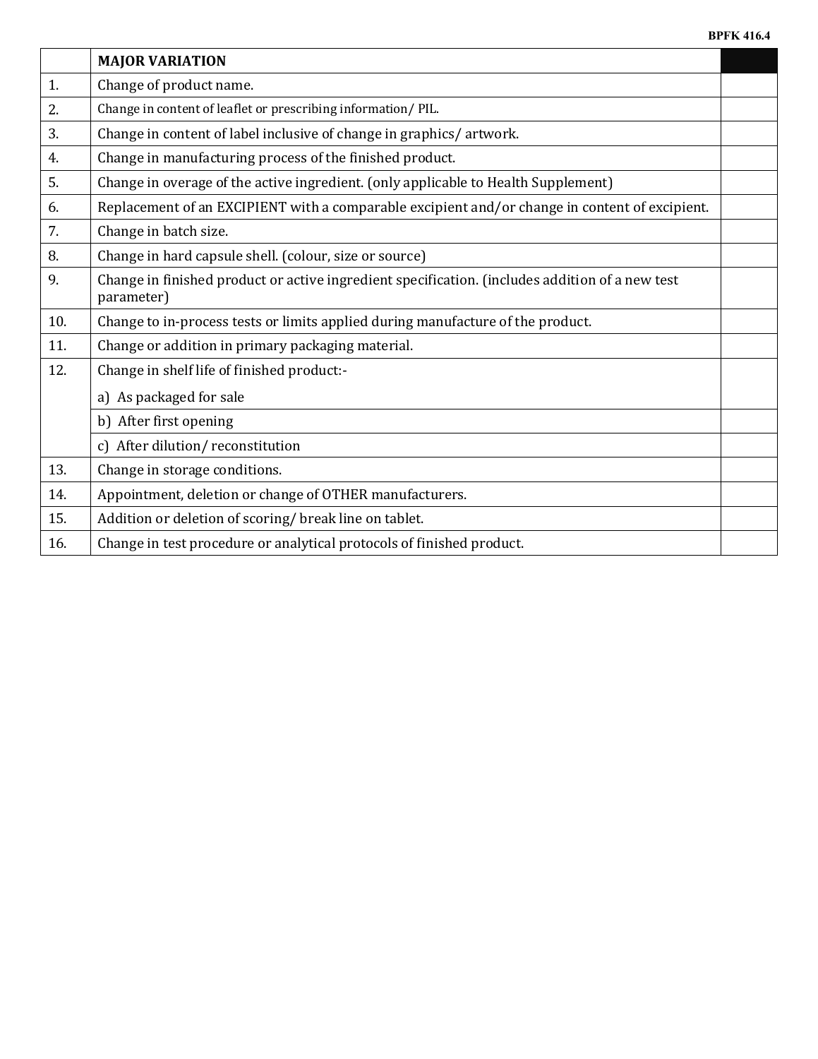| | MAJOR VARIATION | |
|---|---|---|
| 1. | Change of product name. | |
| 2. | Change in content of leaflet or prescribing information/ PIL. | |
| 3. | Change in content of label inclusive of change in graphics/ artwork. | |
| 4. | Change in manufacturing process of the finished product. | |
| 5. | Change in overage of the active ingredient. (only applicable to Health Supplement) | |
| 6. | Replacement of an EXCIPIENT with a comparable excipient and/or change in content of excipient. | |
| 7. | Change in batch size. | |
| 8. | Change in hard capsule shell. (colour, size or source) | |
| 9. | Change in finished product or active ingredient specification. (includes addition of a new test parameter) | |
| 10. | Change to in-process tests or limits applied during manufacture of the product. | |
| 11. | Change or addition in primary packaging material. | |
| 12. | Change in shelf life of finished product:- a) As packaged for sale | |
| | b) After first opening | |
| | c) After dilution/ reconstitution | |
| 13. | Change in storage conditions. | |
| 14. | Appointment, deletion or change of OTHER manufacturers. | |
| 15. | Addition or deletion of scoring/ break line on tablet. | |
| 16. | Change in test procedure or analytical protocols of finished product. | |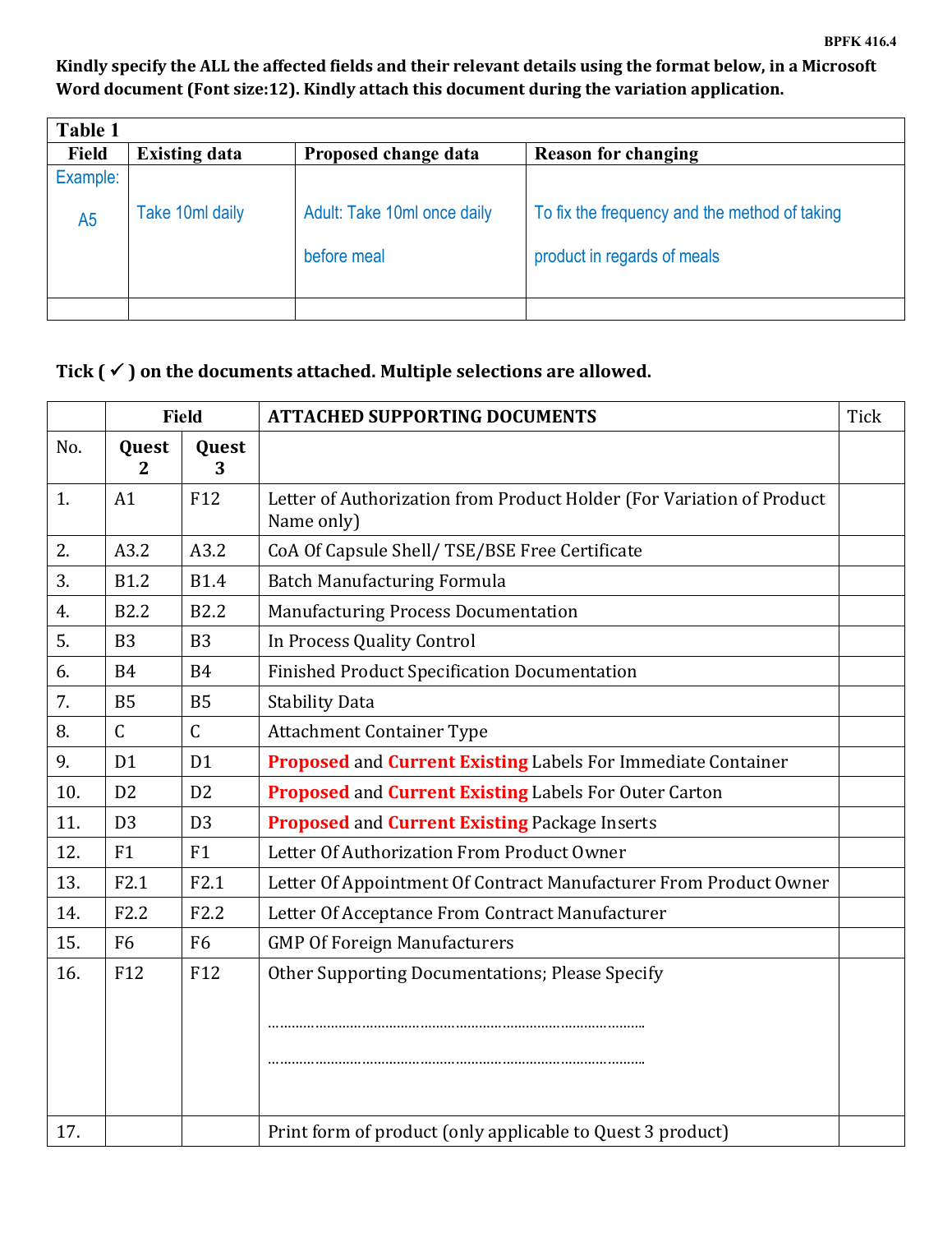BPFK 416.4

**Kindly specify the ALL the affected fields and their relevant details using the format below, in a Microsoft Word document (Font size:12). Kindly attach this document during the variation application.**

| **Table 1** | | | |
|---|---|---|---|
| **Field** | **Existing data** | **Proposed change data** | **Reason for changing** |
| Example: A5 | Take 10ml daily | Adult: Take 10ml once daily before meal | To fix the frequency and the method of taking product in regards of meals |
| | | | |

**Tick ( ✓ ) on the documents attached. Multiple selections are allowed.**

| | **Field** | | **ATTACHED SUPPORTING DOCUMENTS** | Tick |
|---|---|---|---|---|
| No. | **Quest 2** | **Quest 3** | | |
| 1. | A1 | F12 | Letter of Authorization from Product Holder (For Variation of Product Name only) | |
| 2. | A3.2 | A3.2 | CoA Of Capsule Shell/ TSE/BSE Free Certificate | |
| 3. | B1.2 | B1.4 | Batch Manufacturing Formula | |
| 4. | B2.2 | B2.2 | Manufacturing Process Documentation | |
| 5. | B3 | B3 | In Process Quality Control | |
| 6. | B4 | B4 | Finished Product Specification Documentation | |
| 7. | B5 | B5 | Stability Data | |
| 8. | C | C | Attachment Container Type | |
| 9. | D1 | D1 | **Proposed** and **Current Existing** Labels For Immediate Container | |
| 10. | D2 | D2 | **Proposed** and **Current Existing** Labels For Outer Carton | |
| 11. | D3 | D3 | **Proposed** and **Current Existing** Package Inserts | |
| 12. | F1 | F1 | Letter Of Authorization From Product Owner | |
| 13. | F2.1 | F2.1 | Letter Of Appointment Of Contract Manufacturer From Product Owner | |
| 14. | F2.2 | F2.2 | Letter Of Acceptance From Contract Manufacturer | |
| 15. | F6 | F6 | GMP Of Foreign Manufacturers | |
| 16. | F12 | F12 | Other Supporting Documentations; Please Specify ………………………………………………………………………… ………………………………………………………………………… | |
| 17. | | | Print form of product (only applicable to Quest 3 product) | |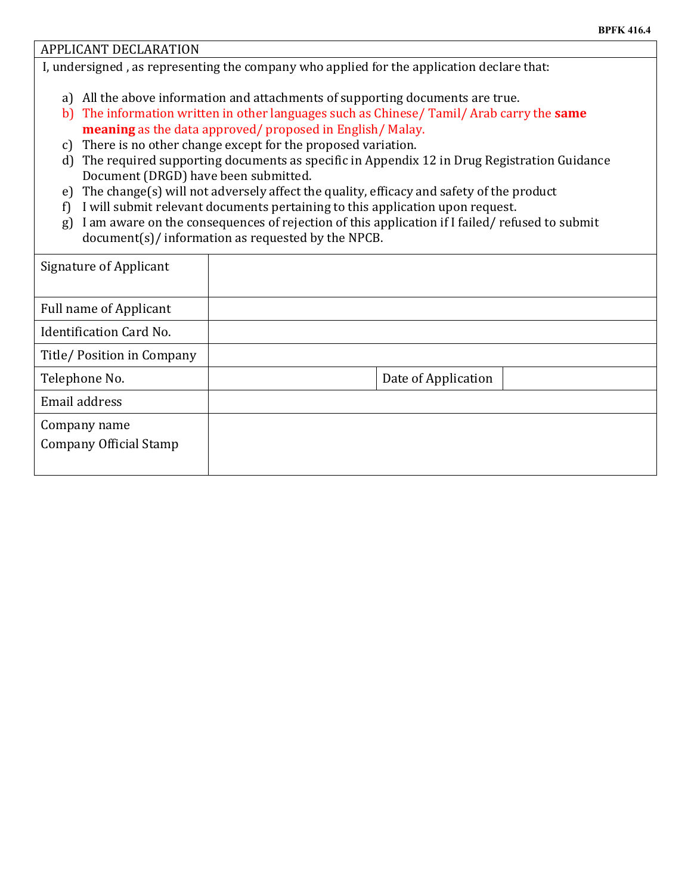| APPLICANT DECLARATION |
|---|
| I, undersigned , as representing the company who applied for the application declare that:<br><br>a) All the above information and attachments of supporting documents are true.<br>b) The information written in other languages such as Chinese/ Tamil/ Arab carry the **same meaning** as the data approved/ proposed in English/ Malay.<br>c) There is no other change except for the proposed variation.<br>d) The required supporting documents as specific in Appendix 12 in Drug Registration Guidance Document (DRGD) have been submitted.<br>e) The change(s) will not adversely affect the quality, efficacy and safety of the product<br>f) I will submit relevant documents pertaining to this application upon request.<br>g) I am aware on the consequences of rejection of this application if I failed/ refused to submit document(s)/ information as requested by the NPCB. |

| | | | |
|---|---|---|---|
| Signature of Applicant | | | |
| Full name of Applicant | | | |
| Identification Card No. | | | |
| Title/ Position in Company | | | |
| Telephone No. | | Date of Application | |
| Email address | | | |
| Company name<br>Company Official Stamp | | | |